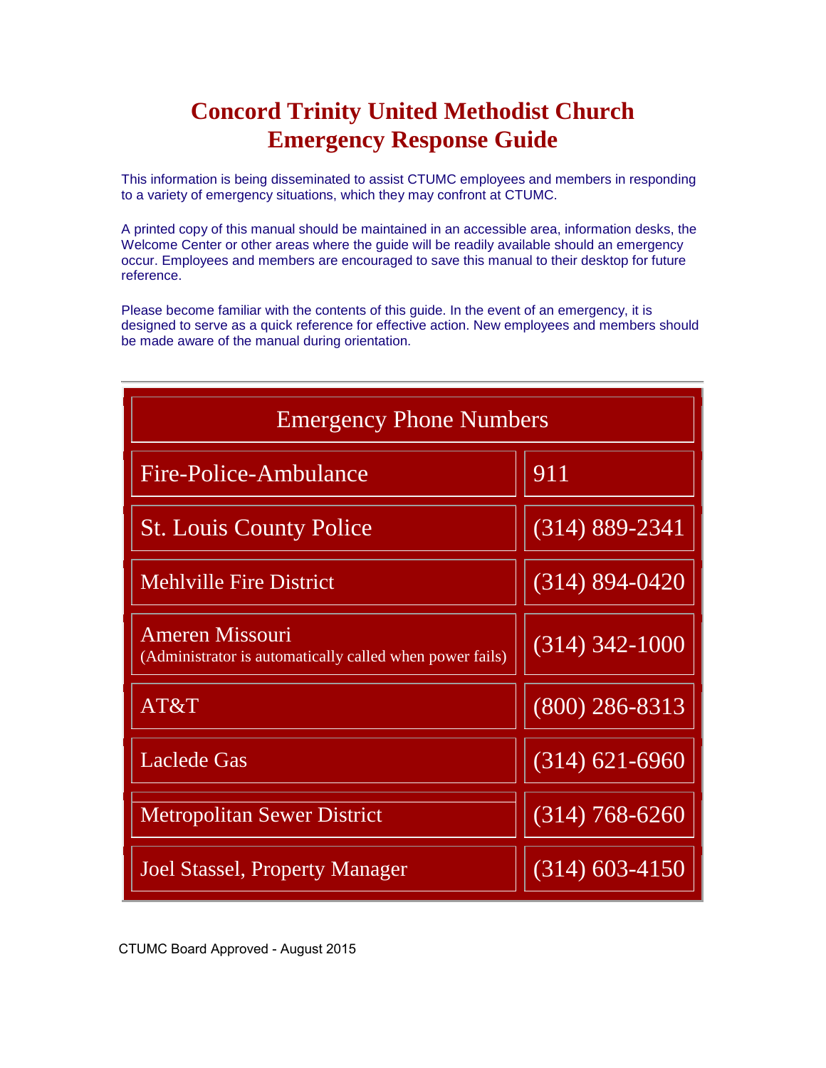# Concord Trinity United Methodist Church
# Emergency Response Guide

This information is being disseminated to assist CTUMC employees and members in responding to a variety of emergency situations, which they may confront at CTUMC.

A printed copy of this manual should be maintained in an accessible area, information desks, the Welcome Center or other areas where the guide will be readily available should an emergency occur. Employees and members are encouraged to save this manual to their desktop for future reference.

Please become familiar with the contents of this guide. In the event of an emergency, it is designed to serve as a quick reference for effective action. New employees and members should be made aware of the manual during orientation.

---

| Emergency Phone Numbers | |
|---|---|
| Fire-Police-Ambulance | 911 |
| St. Louis County Police | (314) 889-2341 |
| Mehlville Fire District | (314) 894-0420 |
| Ameren Missouri (Administrator is automatically called when power fails) | (314) 342-1000 |
| AT&T | (800) 286-8313 |
| Laclede Gas | (314) 621-6960 |
| Metropolitan Sewer District | (314) 768-6260 |
| Joel Stassel, Property Manager | (314) 603-4150 |

CTUMC Board Approved - August 2015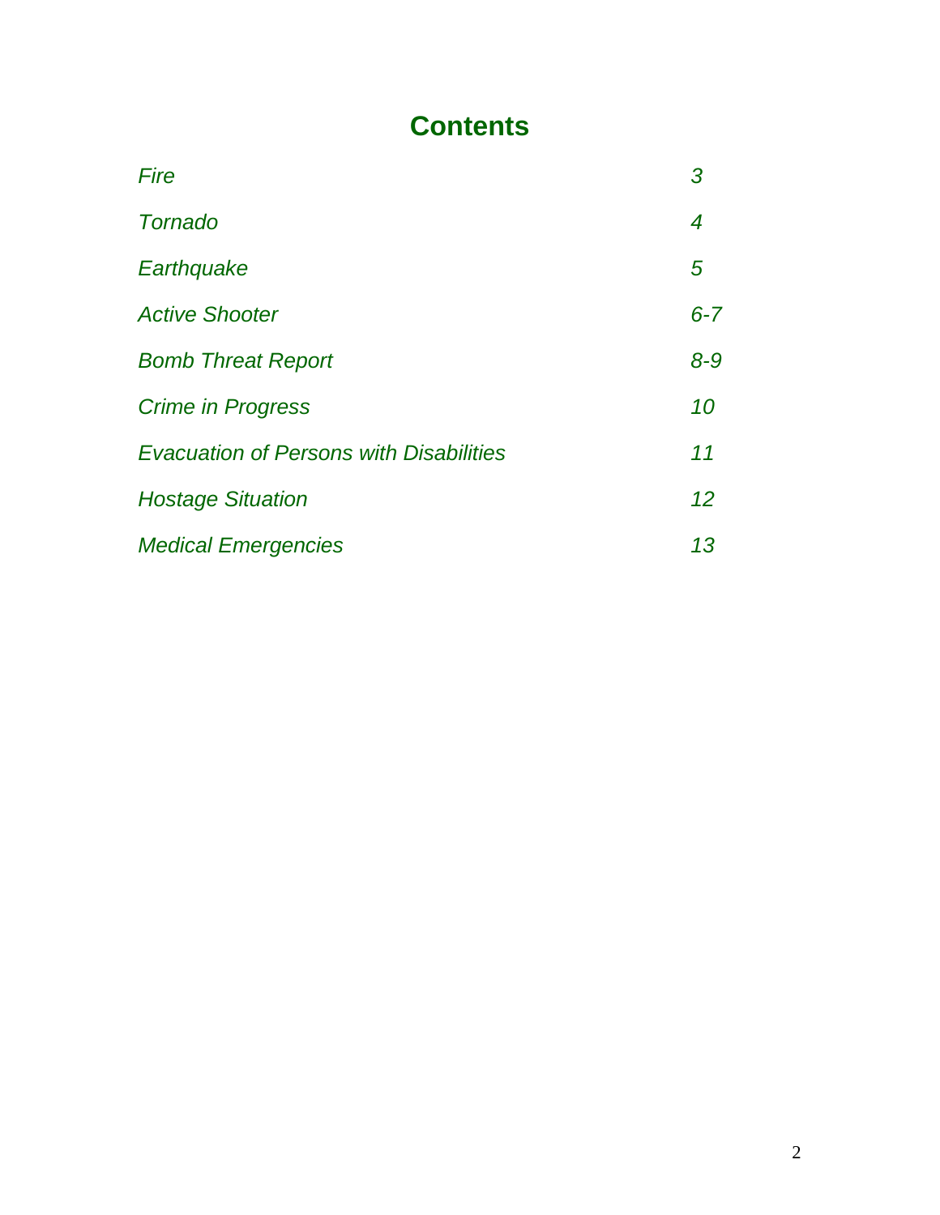# Contents

| | |
|---|---|
| *Fire* | *3* |
| *Tornado* | *4* |
| *Earthquake* | *5* |
| *Active Shooter* | *6-7* |
| *Bomb Threat Report* | *8-9* |
| *Crime in Progress* | *10* |
| *Evacuation of Persons with Disabilities* | *11* |
| *Hostage Situation* | *12* |
| *Medical Emergencies* | *13* |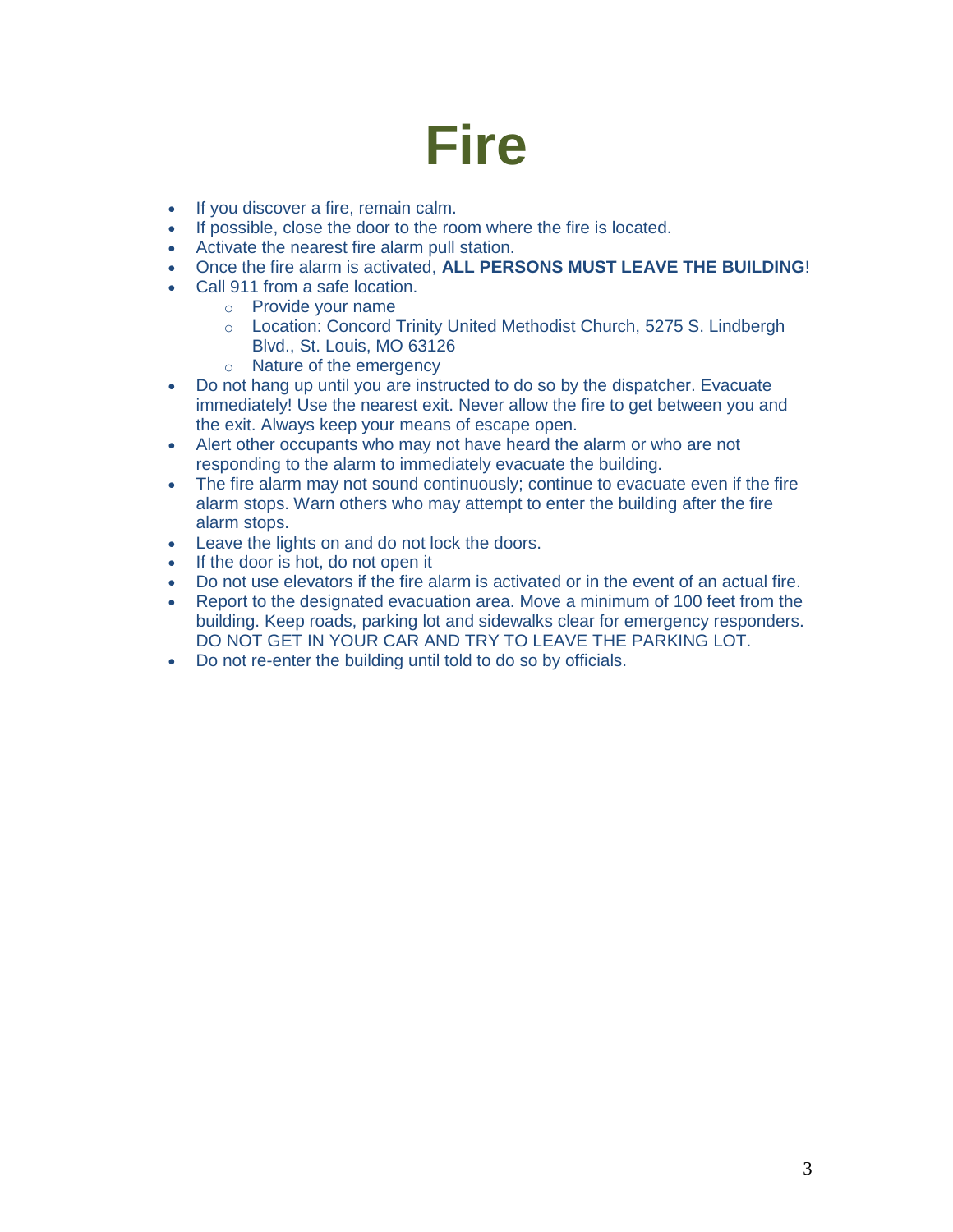# Fire

- If you discover a fire, remain calm.
- If possible, close the door to the room where the fire is located.
- Activate the nearest fire alarm pull station.
- Once the fire alarm is activated, **ALL PERSONS MUST LEAVE THE BUILDING**!
- Call 911 from a safe location.
  - Provide your name
  - Location: Concord Trinity United Methodist Church, 5275 S. Lindbergh Blvd., St. Louis, MO 63126
  - Nature of the emergency
- Do not hang up until you are instructed to do so by the dispatcher. Evacuate immediately! Use the nearest exit. Never allow the fire to get between you and the exit. Always keep your means of escape open.
- Alert other occupants who may not have heard the alarm or who are not responding to the alarm to immediately evacuate the building.
- The fire alarm may not sound continuously; continue to evacuate even if the fire alarm stops. Warn others who may attempt to enter the building after the fire alarm stops.
- Leave the lights on and do not lock the doors.
- If the door is hot, do not open it
- Do not use elevators if the fire alarm is activated or in the event of an actual fire.
- Report to the designated evacuation area. Move a minimum of 100 feet from the building. Keep roads, parking lot and sidewalks clear for emergency responders. DO NOT GET IN YOUR CAR AND TRY TO LEAVE THE PARKING LOT.
- Do not re-enter the building until told to do so by officials.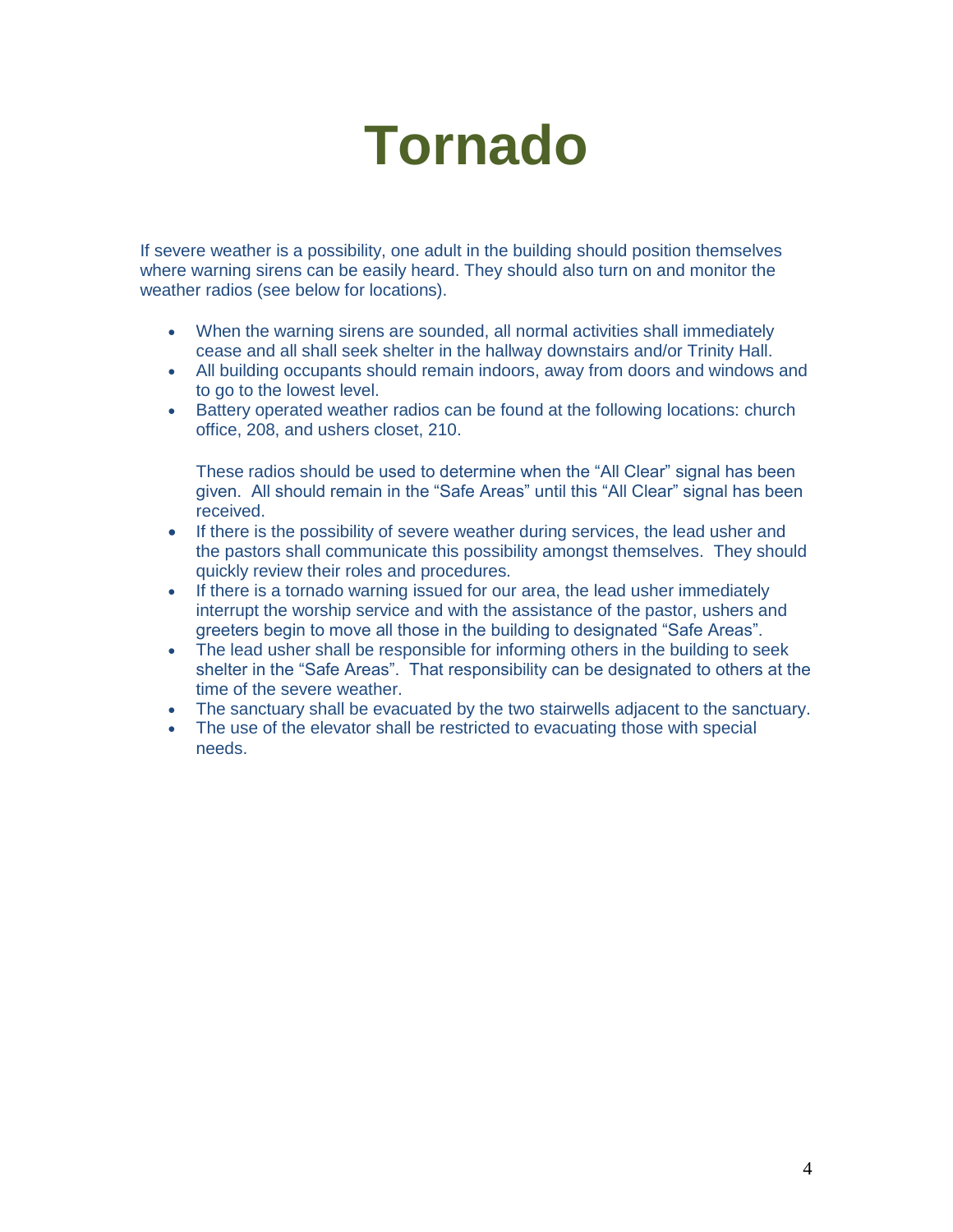# Tornado

If severe weather is a possibility, one adult in the building should position themselves where warning sirens can be easily heard. They should also turn on and monitor the weather radios (see below for locations).

- When the warning sirens are sounded, all normal activities shall immediately cease and all shall seek shelter in the hallway downstairs and/or Trinity Hall.
- All building occupants should remain indoors, away from doors and windows and to go to the lowest level.
- Battery operated weather radios can be found at the following locations: church office, 208, and ushers closet, 210.

  These radios should be used to determine when the "All Clear" signal has been given. All should remain in the "Safe Areas" until this "All Clear" signal has been received.
- If there is the possibility of severe weather during services, the lead usher and the pastors shall communicate this possibility amongst themselves. They should quickly review their roles and procedures.
- If there is a tornado warning issued for our area, the lead usher immediately interrupt the worship service and with the assistance of the pastor, ushers and greeters begin to move all those in the building to designated "Safe Areas".
- The lead usher shall be responsible for informing others in the building to seek shelter in the "Safe Areas". That responsibility can be designated to others at the time of the severe weather.
- The sanctuary shall be evacuated by the two stairwells adjacent to the sanctuary.
- The use of the elevator shall be restricted to evacuating those with special needs.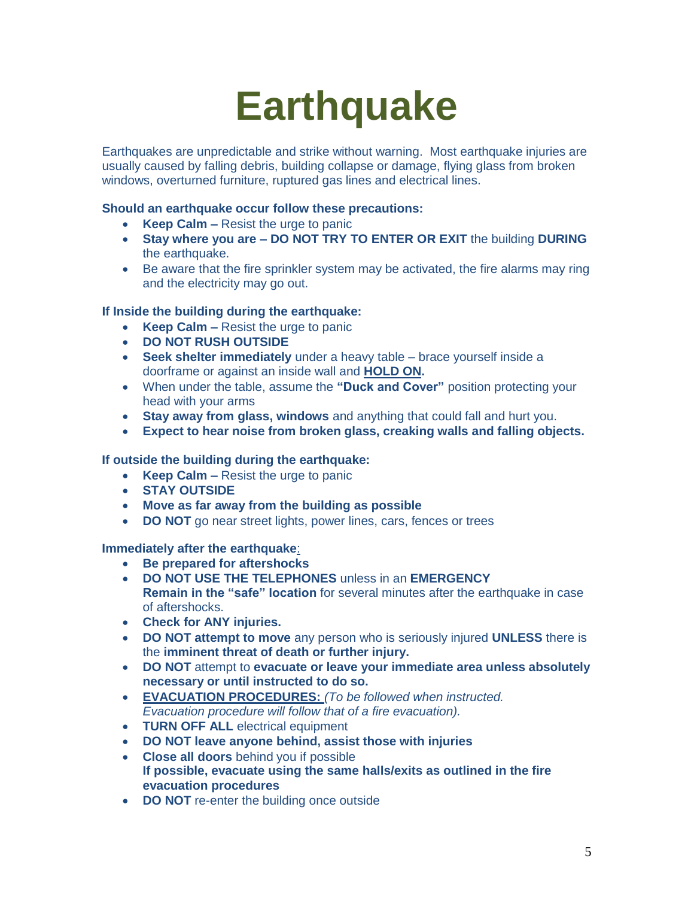# Earthquake

Earthquakes are unpredictable and strike without warning. Most earthquake injuries are usually caused by falling debris, building collapse or damage, flying glass from broken windows, overturned furniture, ruptured gas lines and electrical lines.

**Should an earthquake occur follow these precautions:**

- **Keep Calm –** Resist the urge to panic
- **Stay where you are – DO NOT TRY TO ENTER OR EXIT** the building **DURING** the earthquake.
- Be aware that the fire sprinkler system may be activated, the fire alarms may ring and the electricity may go out.

**If Inside the building during the earthquake:**

- **Keep Calm –** Resist the urge to panic
- **DO NOT RUSH OUTSIDE**
- **Seek shelter immediately** under a heavy table – brace yourself inside a doorframe or against an inside wall and **HOLD ON.**
- When under the table, assume the **"Duck and Cover"** position protecting your head with your arms
- **Stay away from glass, windows** and anything that could fall and hurt you.
- **Expect to hear noise from broken glass, creaking walls and falling objects.**

**If outside the building during the earthquake:**

- **Keep Calm –** Resist the urge to panic
- **STAY OUTSIDE**
- **Move as far away from the building as possible**
- **DO NOT** go near street lights, power lines, cars, fences or trees

**Immediately after the earthquake:**

- **Be prepared for aftershocks**
- **DO NOT USE THE TELEPHONES** unless in an **EMERGENCY**
  **Remain in the "safe" location** for several minutes after the earthquake in case of aftershocks.
- **Check for ANY injuries.**
- **DO NOT attempt to move** any person who is seriously injured **UNLESS** there is the **imminent threat of death or further injury.**
- **DO NOT** attempt to **evacuate or leave your immediate area unless absolutely necessary or until instructed to do so.**
- **EVACUATION PROCEDURES:** *(To be followed when instructed. Evacuation procedure will follow that of a fire evacuation).*
- **TURN OFF ALL** electrical equipment
- **DO NOT leave anyone behind, assist those with injuries**
- **Close all doors** behind you if possible
  **If possible, evacuate using the same halls/exits as outlined in the fire evacuation procedures**
- **DO NOT** re-enter the building once outside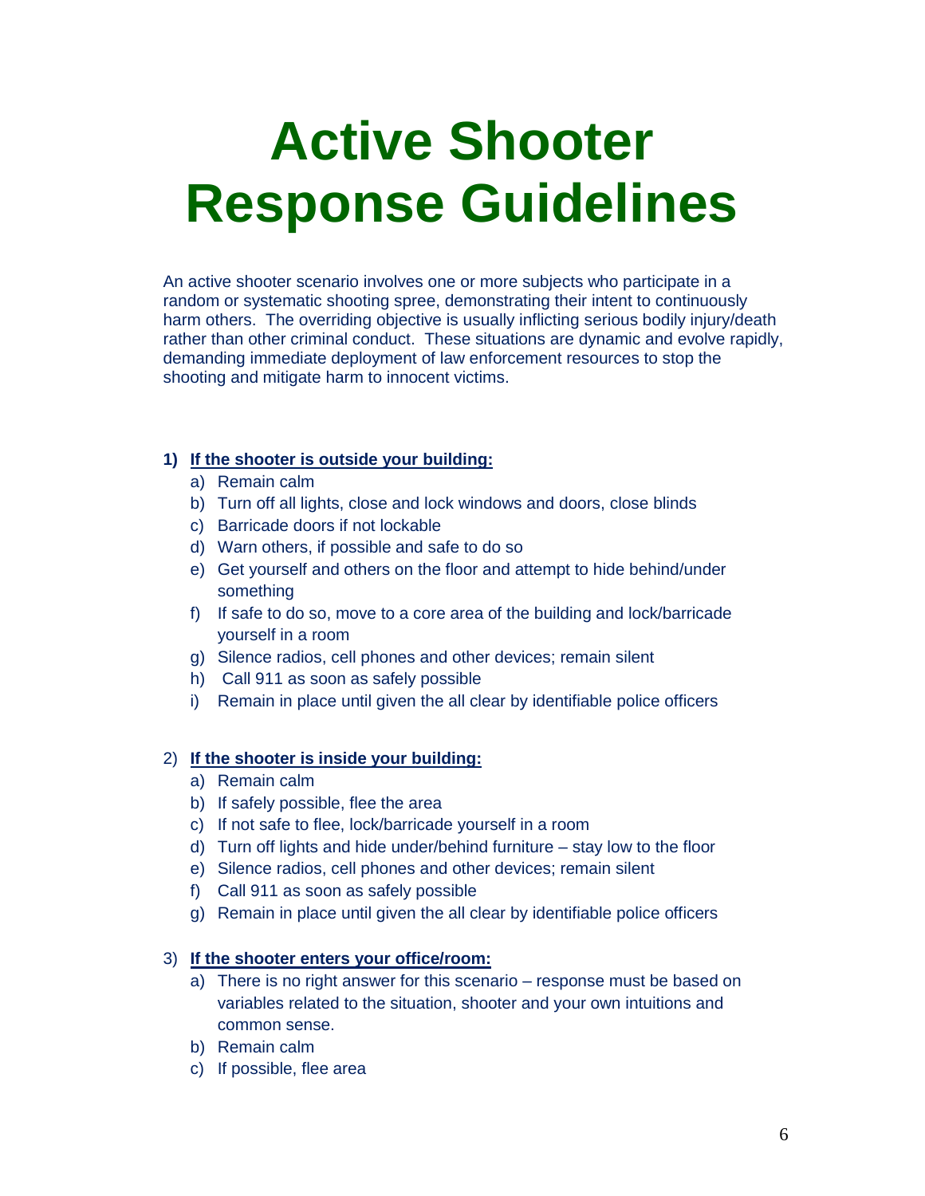# Active Shooter Response Guidelines

An active shooter scenario involves one or more subjects who participate in a random or systematic shooting spree, demonstrating their intent to continuously harm others. The overriding objective is usually inflicting serious bodily injury/death rather than other criminal conduct. These situations are dynamic and evolve rapidly, demanding immediate deployment of law enforcement resources to stop the shooting and mitigate harm to innocent victims.

**1) If the shooter is outside your building:**

a) Remain calm
b) Turn off all lights, close and lock windows and doors, close blinds
c) Barricade doors if not lockable
d) Warn others, if possible and safe to do so
e) Get yourself and others on the floor and attempt to hide behind/under something
f) If safe to do so, move to a core area of the building and lock/barricade yourself in a room
g) Silence radios, cell phones and other devices; remain silent
h) Call 911 as soon as safely possible
i) Remain in place until given the all clear by identifiable police officers

2) **If the shooter is inside your building:**

a) Remain calm
b) If safely possible, flee the area
c) If not safe to flee, lock/barricade yourself in a room
d) Turn off lights and hide under/behind furniture – stay low to the floor
e) Silence radios, cell phones and other devices; remain silent
f) Call 911 as soon as safely possible
g) Remain in place until given the all clear by identifiable police officers

3) **If the shooter enters your office/room:**

a) There is no right answer for this scenario – response must be based on variables related to the situation, shooter and your own intuitions and common sense.
b) Remain calm
c) If possible, flee area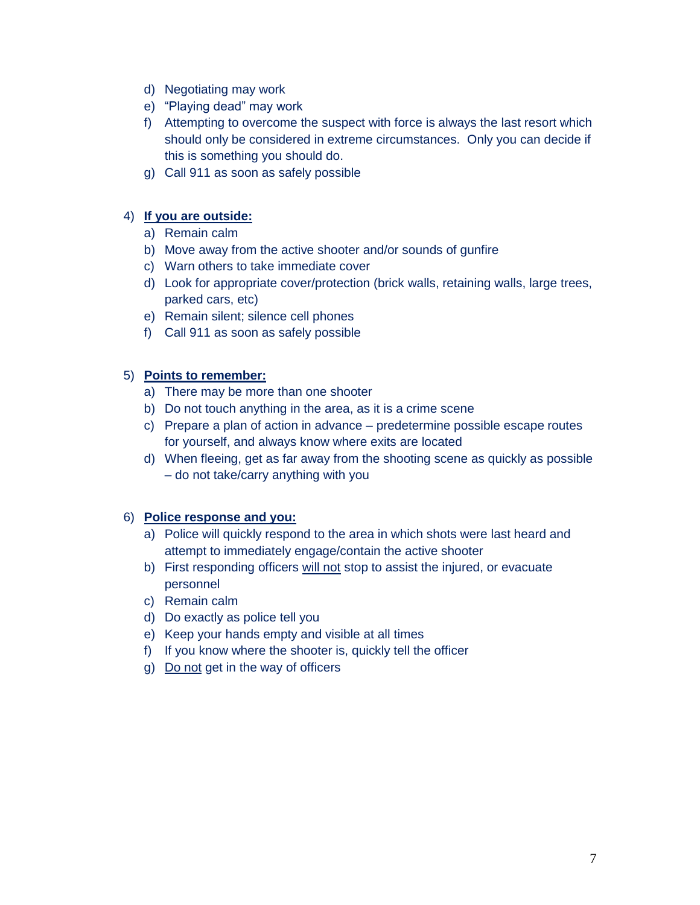d) Negotiating may work
e) "Playing dead" may work
f) Attempting to overcome the suspect with force is always the last resort which should only be considered in extreme circumstances. Only you can decide if this is something you should do.
g) Call 911 as soon as safely possible

4) **<u>If you are outside:</u>**
a) Remain calm
b) Move away from the active shooter and/or sounds of gunfire
c) Warn others to take immediate cover
d) Look for appropriate cover/protection (brick walls, retaining walls, large trees, parked cars, etc)
e) Remain silent; silence cell phones
f) Call 911 as soon as safely possible

5) **<u>Points to remember:</u>**
a) There may be more than one shooter
b) Do not touch anything in the area, as it is a crime scene
c) Prepare a plan of action in advance – predetermine possible escape routes for yourself, and always know where exits are located
d) When fleeing, get as far away from the shooting scene as quickly as possible – do not take/carry anything with you

6) **<u>Police response and you:</u>**
a) Police will quickly respond to the area in which shots were last heard and attempt to immediately engage/contain the active shooter
b) First responding officers <u>will not</u> stop to assist the injured, or evacuate personnel
c) Remain calm
d) Do exactly as police tell you
e) Keep your hands empty and visible at all times
f) If you know where the shooter is, quickly tell the officer
g) <u>Do not</u> get in the way of officers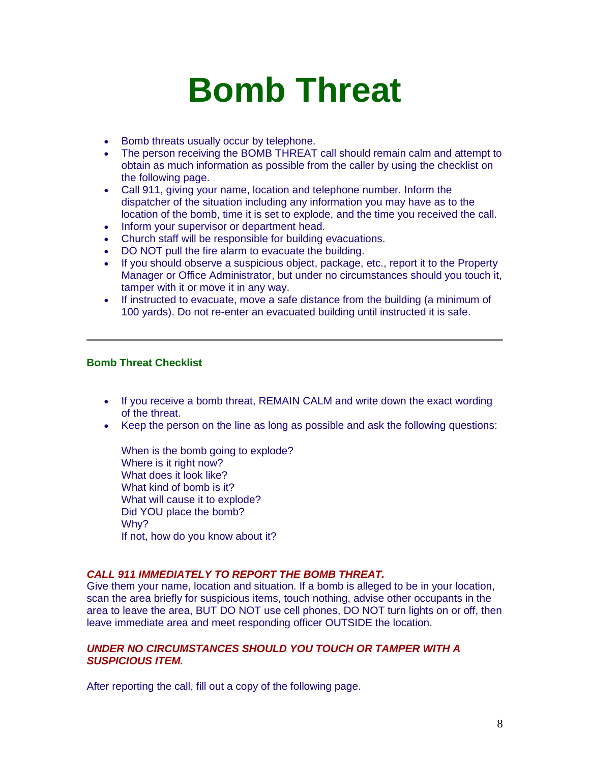# Bomb Threat

- Bomb threats usually occur by telephone.
- The person receiving the BOMB THREAT call should remain calm and attempt to obtain as much information as possible from the caller by using the checklist on the following page.
- Call 911, giving your name, location and telephone number. Inform the dispatcher of the situation including any information you may have as to the location of the bomb, time it is set to explode, and the time you received the call.
- Inform your supervisor or department head.
- Church staff will be responsible for building evacuations.
- DO NOT pull the fire alarm to evacuate the building.
- If you should observe a suspicious object, package, etc., report it to the Property Manager or Office Administrator, but under no circumstances should you touch it, tamper with it or move it in any way.
- If instructed to evacuate, move a safe distance from the building (a minimum of 100 yards). Do not re-enter an evacuated building until instructed it is safe.

---

### Bomb Threat Checklist

- If you receive a bomb threat, REMAIN CALM and write down the exact wording of the threat.
- Keep the person on the line as long as possible and ask the following questions:

  When is the bomb going to explode?
  Where is it right now?
  What does it look like?
  What kind of bomb is it?
  What will cause it to explode?
  Did YOU place the bomb?
  Why?
  If not, how do you know about it?

***CALL 911 IMMEDIATELY TO REPORT THE BOMB THREAT.***
Give them your name, location and situation. If a bomb is alleged to be in your location, scan the area briefly for suspicious items, touch nothing, advise other occupants in the area to leave the area, BUT DO NOT use cell phones, DO NOT turn lights on or off, then leave immediate area and meet responding officer OUTSIDE the location.

***UNDER NO CIRCUMSTANCES SHOULD YOU TOUCH OR TAMPER WITH A SUSPICIOUS ITEM.***

After reporting the call, fill out a copy of the following page.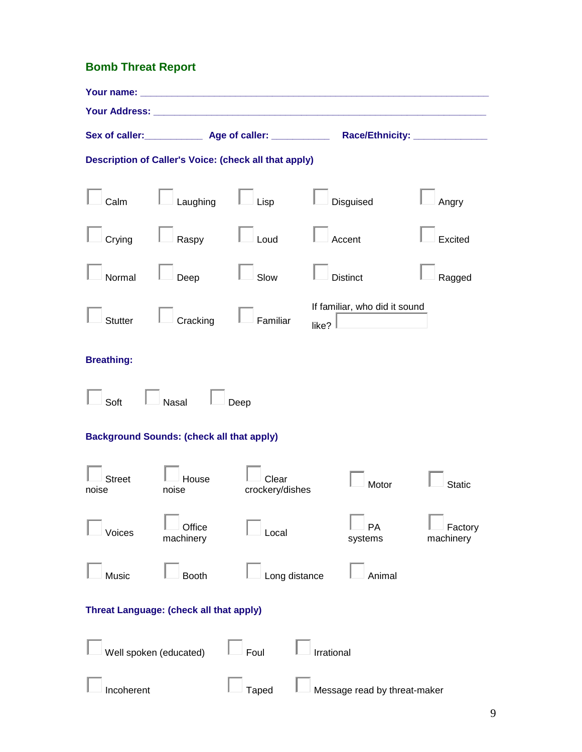## Bomb Threat Report

**Your name:** ______________________________________________________________

**Your Address:** ____________________________________________________________

**Sex of caller:**___________ **Age of caller:** ___________ **Race/Ethnicity:** ______________

**Description of Caller's Voice: (check all that apply)**

- [ ] Calm
- [ ] Laughing
- [ ] Lisp
- [ ] Disguised
- [ ] Angry
- [ ] Crying
- [ ] Raspy
- [ ] Loud
- [ ] Accent
- [ ] Excited
- [ ] Normal
- [ ] Deep
- [ ] Slow
- [ ] Distinct
- [ ] Ragged
- [ ] Stutter
- [ ] Cracking
- [ ] Familiar

If familiar, who did it sound like? ____________

**Breathing:**

- [ ] Soft
- [ ] Nasal
- [ ] Deep

**Background Sounds: (check all that apply)**

- [ ] Street noise
- [ ] House noise
- [ ] Clear crockery/dishes
- [ ] Motor
- [ ] Static
- [ ] Voices
- [ ] Office machinery
- [ ] Local
- [ ] PA systems
- [ ] Factory machinery
- [ ] Music
- [ ] Booth
- [ ] Long distance
- [ ] Animal

**Threat Language: (check all that apply)**

- [ ] Well spoken (educated)
- [ ] Foul
- [ ] Irrational
- [ ] Incoherent
- [ ] Taped
- [ ] Message read by threat-maker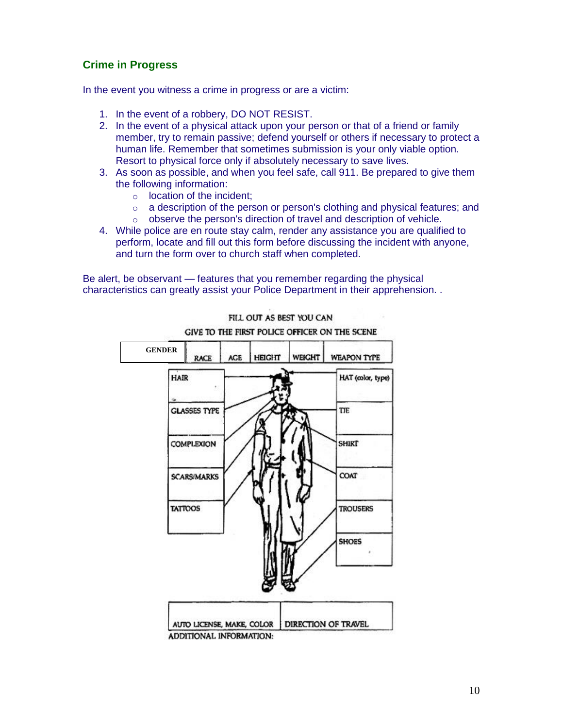## Crime in Progress

In the event you witness a crime in progress or are a victim:

1. In the event of a robbery, DO NOT RESIST.
2. In the event of a physical attack upon your person or that of a friend or family member, try to remain passive; defend yourself or others if necessary to protect a human life. Remember that sometimes submission is your only viable option. Resort to physical force only if absolutely necessary to save lives.
3. As soon as possible, and when you feel safe, call 911. Be prepared to give them the following information:
   - location of the incident;
   - a description of the person or person's clothing and physical features; and
   - observe the person's direction of travel and description of vehicle.
4. While police are en route stay calm, render any assistance you are qualified to perform, locate and fill out this form before discussing the incident with anyone, and turn the form over to church staff when completed.

Be alert, be observant — features that you remember regarding the physical characteristics can greatly assist your Police Department in their apprehension. .

FILL OUT AS BEST YOU CAN

GIVE TO THE FIRST POLICE OFFICER ON THE SCENE

| GENDER | RACE | AGE | HEIGHT | WEIGHT | WEAPON TYPE |
|---|---|---|---|---|---|
| | | | | | |

| | |
|---|---|
| HAIR | HAT (color, type) |
| GLASSES TYPE | TIE |
| COMPLEXION | SHIRT |
| SCARS/MARKS | COAT |
| TATTOOS | TROUSERS |
| | SHOES |

| AUTO LICENSE, MAKE, COLOR | DIRECTION OF TRAVEL |
|---|---|
| | |

ADDITIONAL INFORMATION: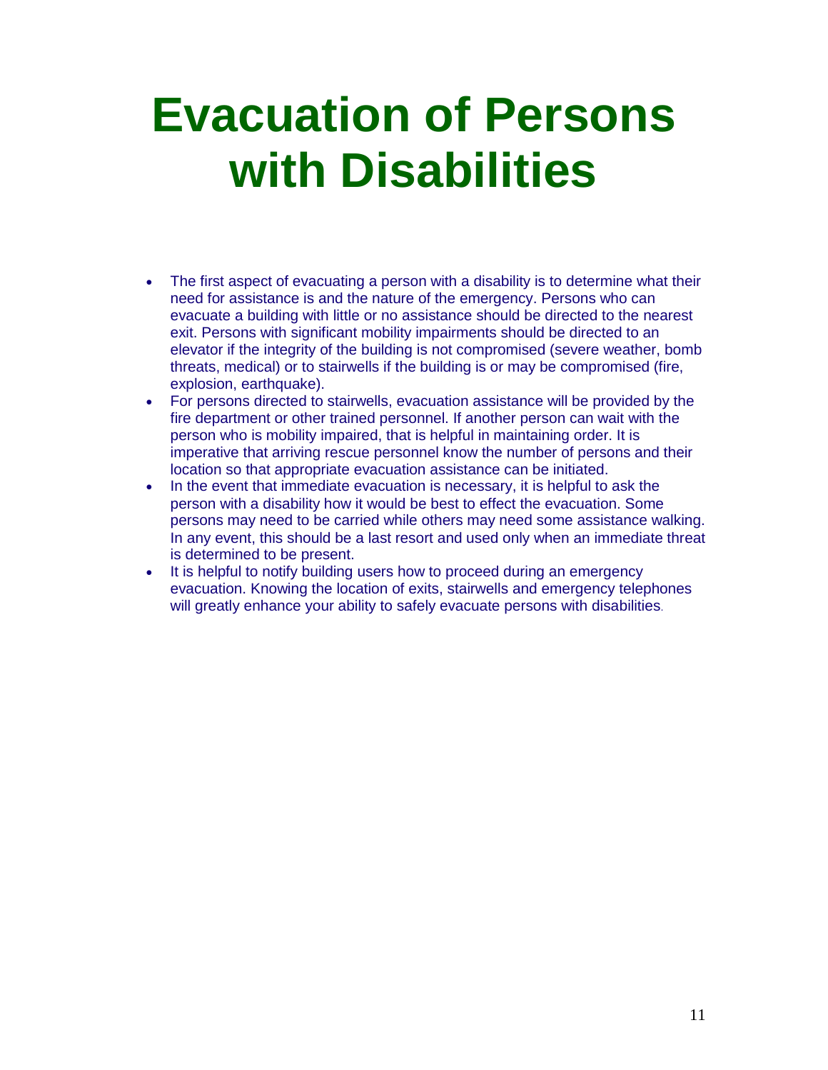# Evacuation of Persons with Disabilities

- The first aspect of evacuating a person with a disability is to determine what their need for assistance is and the nature of the emergency. Persons who can evacuate a building with little or no assistance should be directed to the nearest exit. Persons with significant mobility impairments should be directed to an elevator if the integrity of the building is not compromised (severe weather, bomb threats, medical) or to stairwells if the building is or may be compromised (fire, explosion, earthquake).
- For persons directed to stairwells, evacuation assistance will be provided by the fire department or other trained personnel. If another person can wait with the person who is mobility impaired, that is helpful in maintaining order. It is imperative that arriving rescue personnel know the number of persons and their location so that appropriate evacuation assistance can be initiated.
- In the event that immediate evacuation is necessary, it is helpful to ask the person with a disability how it would be best to effect the evacuation. Some persons may need to be carried while others may need some assistance walking. In any event, this should be a last resort and used only when an immediate threat is determined to be present.
- It is helpful to notify building users how to proceed during an emergency evacuation. Knowing the location of exits, stairwells and emergency telephones will greatly enhance your ability to safely evacuate persons with disabilities.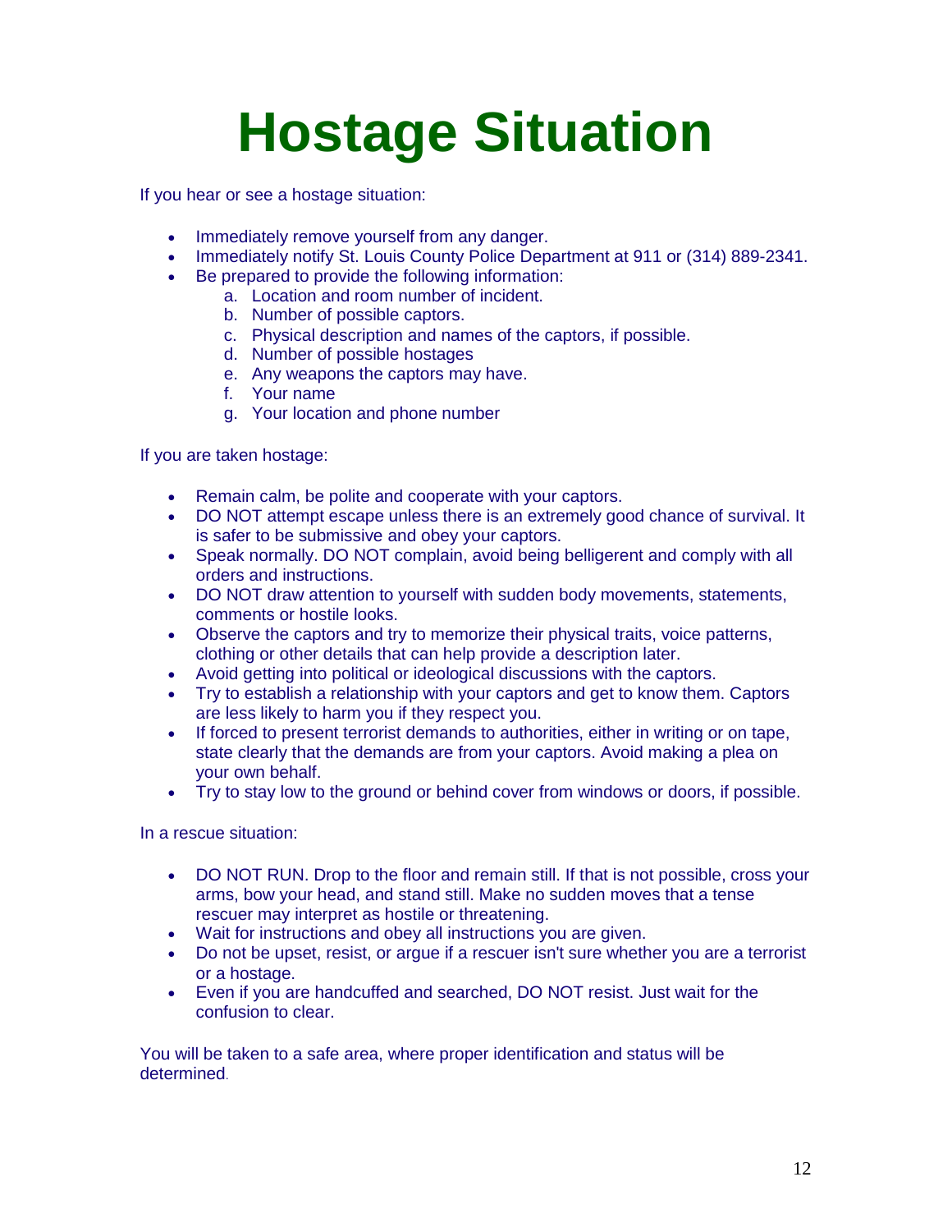# Hostage Situation

If you hear or see a hostage situation:

- Immediately remove yourself from any danger.
- Immediately notify St. Louis County Police Department at 911 or (314) 889-2341.
- Be prepared to provide the following information:
    a. Location and room number of incident.
    b. Number of possible captors.
    c. Physical description and names of the captors, if possible.
    d. Number of possible hostages
    e. Any weapons the captors may have.
    f. Your name
    g. Your location and phone number

If you are taken hostage:

- Remain calm, be polite and cooperate with your captors.
- DO NOT attempt escape unless there is an extremely good chance of survival. It is safer to be submissive and obey your captors.
- Speak normally. DO NOT complain, avoid being belligerent and comply with all orders and instructions.
- DO NOT draw attention to yourself with sudden body movements, statements, comments or hostile looks.
- Observe the captors and try to memorize their physical traits, voice patterns, clothing or other details that can help provide a description later.
- Avoid getting into political or ideological discussions with the captors.
- Try to establish a relationship with your captors and get to know them. Captors are less likely to harm you if they respect you.
- If forced to present terrorist demands to authorities, either in writing or on tape, state clearly that the demands are from your captors. Avoid making a plea on your own behalf.
- Try to stay low to the ground or behind cover from windows or doors, if possible.

In a rescue situation:

- DO NOT RUN. Drop to the floor and remain still. If that is not possible, cross your arms, bow your head, and stand still. Make no sudden moves that a tense rescuer may interpret as hostile or threatening.
- Wait for instructions and obey all instructions you are given.
- Do not be upset, resist, or argue if a rescuer isn't sure whether you are a terrorist or a hostage.
- Even if you are handcuffed and searched, DO NOT resist. Just wait for the confusion to clear.

You will be taken to a safe area, where proper identification and status will be determined.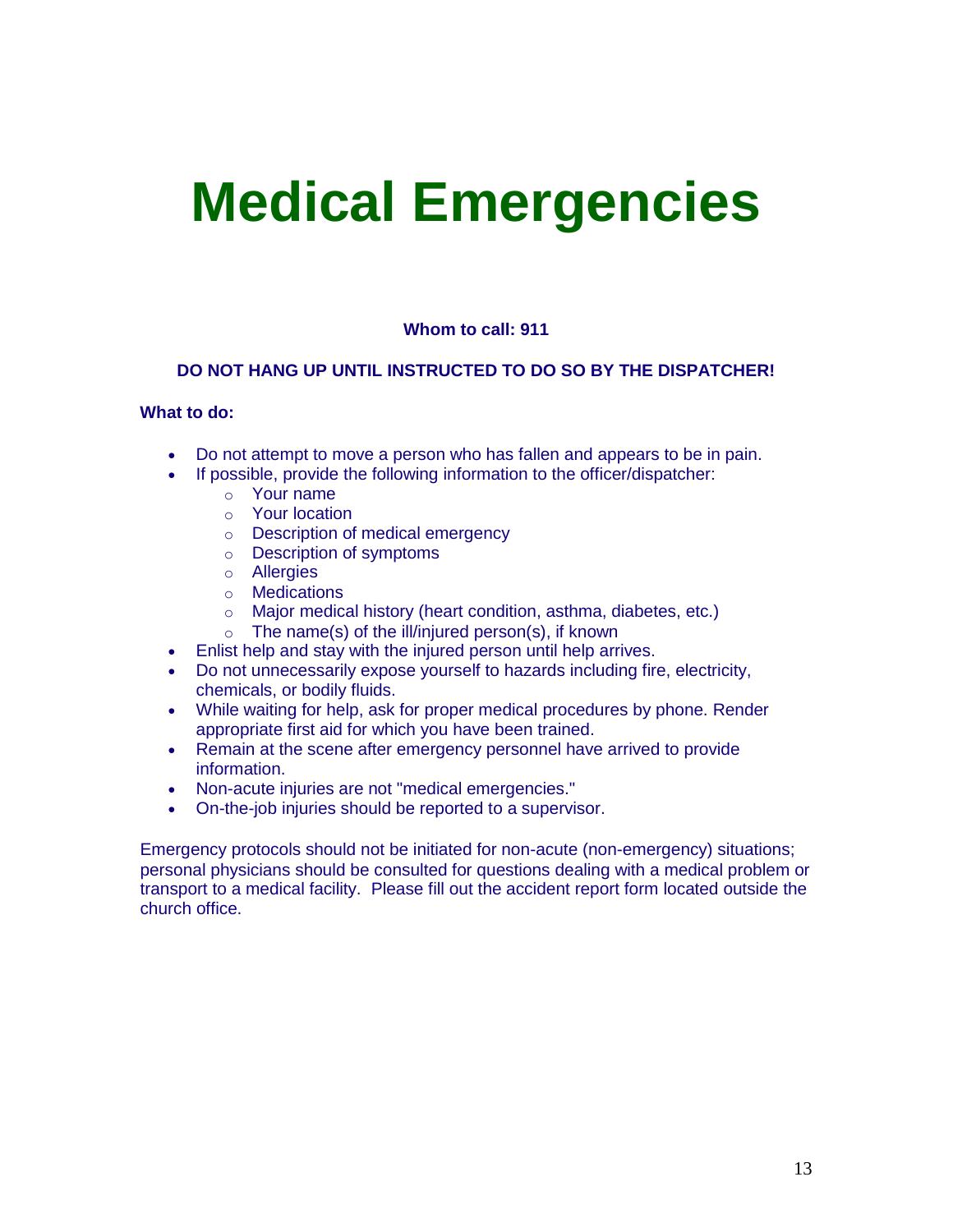# Medical Emergencies

**Whom to call: 911**

**DO NOT HANG UP UNTIL INSTRUCTED TO DO SO BY THE DISPATCHER!**

**What to do:**

- Do not attempt to move a person who has fallen and appears to be in pain.
- If possible, provide the following information to the officer/dispatcher:
  - Your name
  - Your location
  - Description of medical emergency
  - Description of symptoms
  - Allergies
  - Medications
  - Major medical history (heart condition, asthma, diabetes, etc.)
  - The name(s) of the ill/injured person(s), if known
- Enlist help and stay with the injured person until help arrives.
- Do not unnecessarily expose yourself to hazards including fire, electricity, chemicals, or bodily fluids.
- While waiting for help, ask for proper medical procedures by phone. Render appropriate first aid for which you have been trained.
- Remain at the scene after emergency personnel have arrived to provide information.
- Non-acute injuries are not "medical emergencies."
- On-the-job injuries should be reported to a supervisor.

Emergency protocols should not be initiated for non-acute (non-emergency) situations; personal physicians should be consulted for questions dealing with a medical problem or transport to a medical facility. Please fill out the accident report form located outside the church office.